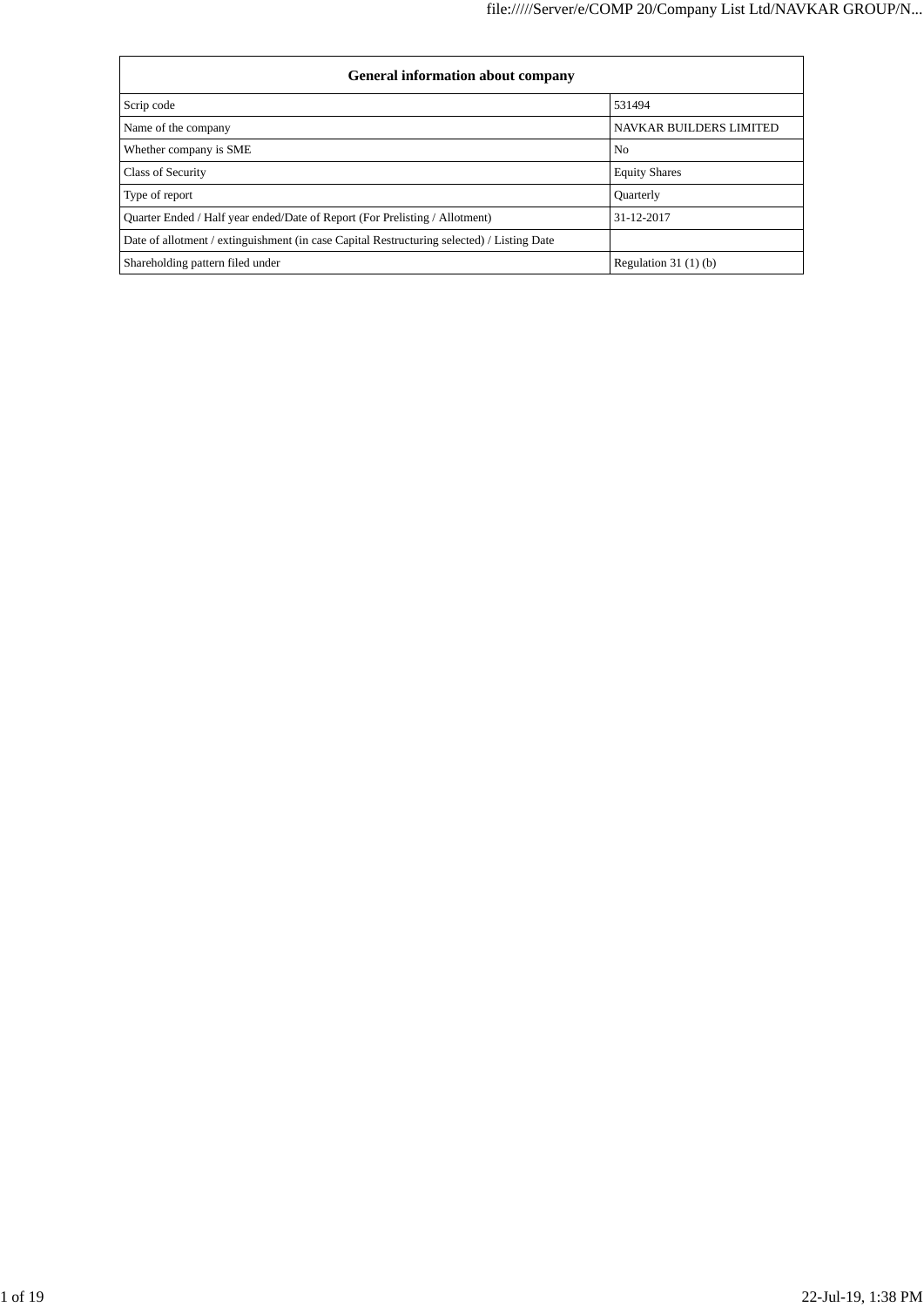| General information about company | |
|---|---|
| Scrip code | 531494 |
| Name of the company | NAVKAR BUILDERS LIMITED |
| Whether company is SME | No |
| Class of Security | Equity Shares |
| Type of report | Quarterly |
| Quarter Ended / Half year ended/Date of Report (For Prelisting / Allotment) | 31-12-2017 |
| Date of allotment / extinguishment (in case Capital Restructuring selected) / Listing Date | |
| Shareholding pattern filed under | Regulation 31 (1) (b) |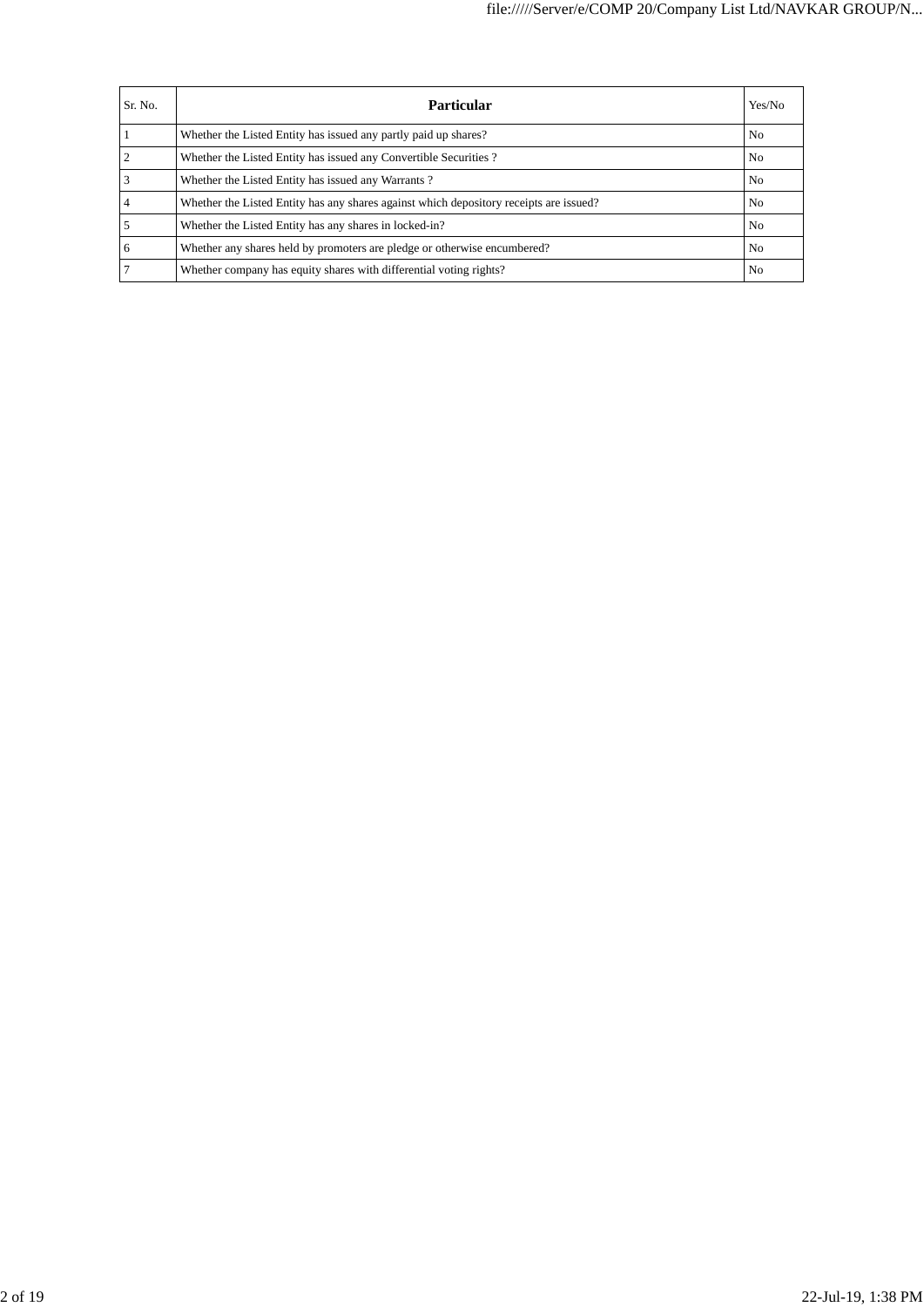| Sr. No. | Particular | Yes/No |
|---|---|---|
| 1 | Whether the Listed Entity has issued any partly paid up shares? | No |
| 2 | Whether the Listed Entity has issued any Convertible Securities ? | No |
| 3 | Whether the Listed Entity has issued any Warrants ? | No |
| 4 | Whether the Listed Entity has any shares against which depository receipts are issued? | No |
| 5 | Whether the Listed Entity has any shares in locked-in? | No |
| 6 | Whether any shares held by promoters are pledge or otherwise encumbered? | No |
| 7 | Whether company has equity shares with differential voting rights? | No |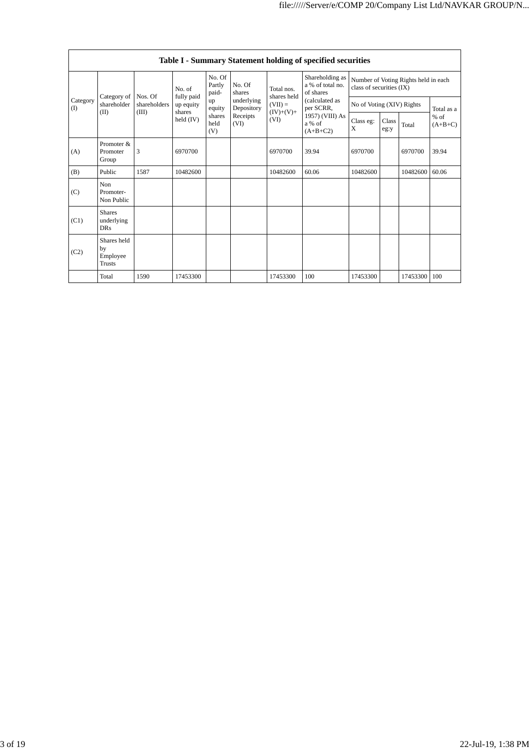| Table I - Summary Statement holding of specified securities | | | | | | | | | | | |
|---|---|---|---|---|---|---|---|---|---|---|---|
| Category (I) | Category of shareholder (II) | Nos. Of shareholders (III) | No. of fully paid up equity shares held (IV) | No. Of Partly paid-up equity shares held (V) | No. Of shares underlying Depository Receipts (VI) | Total nos. shares held (VII) = (IV)+(V)+ (VI) | Shareholding as a % of total no. of shares (calculated as per SCRR, 1957) (VIII) As a % of (A+B+C2) | Number of Voting Rights held in each class of securities (IX) | | | |
| | | | | | | | | No of Voting (XIV) Rights | | | Total as a % of (A+B+C) |
| | | | | | | | | Class eg: X | Class eg:y | Total | |
| (A) | Promoter & Promoter Group | 3 | 6970700 | | | 6970700 | 39.94 | 6970700 | | 6970700 | 39.94 |
| (B) | Public | 1587 | 10482600 | | | 10482600 | 60.06 | 10482600 | | 10482600 | 60.06 |
| (C) | Non Promoter- Non Public | | | | | | | | | | |
| (C1) | Shares underlying DRs | | | | | | | | | | |
| (C2) | Shares held by Employee Trusts | | | | | | | | | | |
| | Total | 1590 | 17453300 | | | 17453300 | 100 | 17453300 | | 17453300 | 100 |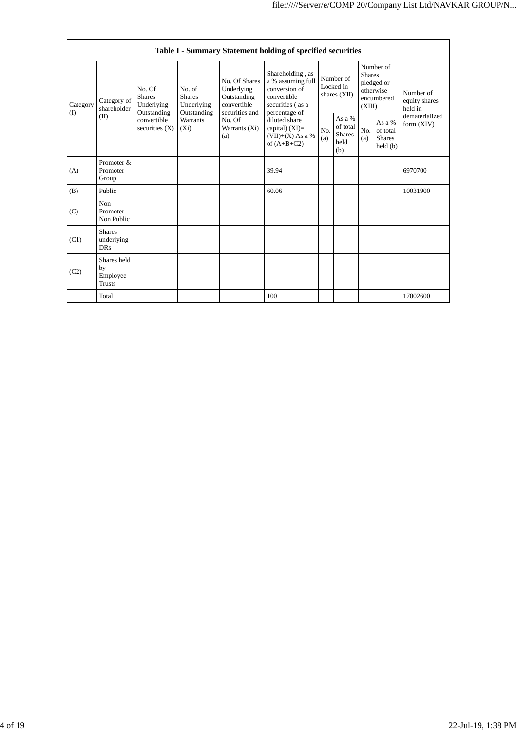| Table I - Summary Statement holding of specified securities | | | | | | | | | | |
|---|---|---|---|---|---|---|---|---|---|---|
| Category (I) | Category of shareholder (II) | No. Of Shares Underlying Outstanding convertible securities (X) | No. of Shares Underlying Outstanding Warrants (Xi) | No. Of Shares Underlying Outstanding convertible securities and No. Of Warrants (Xi) (a) | Shareholding , as a % assuming full conversion of convertible securities ( as a percentage of diluted share capital) (XI)= (VII)+(X) As a % of (A+B+C2) | Number of Locked in shares (XII) | | Number of Shares pledged or otherwise encumbered (XIII) | | Number of equity shares held in dematerialized form (XIV) |
| | | | | | | No. (a) | As a % of total Shares held (b) | No. (a) | As a % of total Shares held (b) | |
| (A) | Promoter & Promoter Group | | | | 39.94 | | | | | 6970700 |
| (B) | Public | | | | 60.06 | | | | | 10031900 |
| (C) | Non Promoter- Non Public | | | | | | | | | |
| (C1) | Shares underlying DRs | | | | | | | | | |
| (C2) | Shares held by Employee Trusts | | | | | | | | | |
| | Total | | | | 100 | | | | | 17002600 |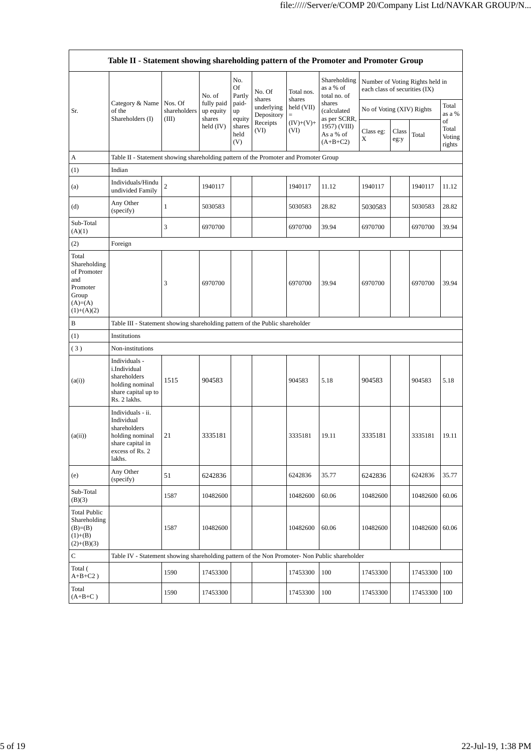| Table II - Statement showing shareholding pattern of the Promoter and Promoter Group | | | | | | | | | | | | |
|---|---|---|---|---|---|---|---|---|---|---|---|---|
| Sr. | Category & Name of the Shareholders (I) | Nos. Of shareholders (III) | No. of fully paid up equity shares held (IV) | No. Of Partly paid-up equity shares held (V) | No. Of shares underlying Depository Receipts (VI) | Total nos. shares held (VII) = (IV)+(V)+ (VI) | Shareholding as a % of total no. of shares (calculated as per SCRR, 1957) (VIII) As a % of (A+B+C2) | Number of Voting Rights held in each class of securities (IX) | | | |
| | | | | | | | | No of Voting (XIV) Rights | | | Total as a % of Total Voting rights |
| | | | | | | | | Class eg: X | Class eg:y | Total | |
| A | Table II - Statement showing shareholding pattern of the Promoter and Promoter Group | | | | | | | | | | |
| (1) | Indian | | | | | | | | | | |
| (a) | Individuals/Hindu undivided Family | 2 | 1940117 | | | 1940117 | 11.12 | 1940117 | | 1940117 | 11.12 |
| (d) | Any Other (specify) | 1 | 5030583 | | | 5030583 | 28.82 | 5030583 | | 5030583 | 28.82 |
| Sub-Total (A)(1) | | 3 | 6970700 | | | 6970700 | 39.94 | 6970700 | | 6970700 | 39.94 |
| (2) | Foreign | | | | | | | | | | |
| Total Shareholding of Promoter and Promoter Group (A)=(A)(1)+(A)(2) | | 3 | 6970700 | | | 6970700 | 39.94 | 6970700 | | 6970700 | 39.94 |
| B | Table III - Statement showing shareholding pattern of the Public shareholder | | | | | | | | | | |
| (1) | Institutions | | | | | | | | | | |
| ( 3 ) | Non-institutions | | | | | | | | | | |
| (a(i)) | Individuals - i.Individual shareholders holding nominal share capital up to Rs. 2 lakhs. | 1515 | 904583 | | | 904583 | 5.18 | 904583 | | 904583 | 5.18 |
| (a(ii)) | Individuals - ii. Individual shareholders holding nominal share capital in excess of Rs. 2 lakhs. | 21 | 3335181 | | | 3335181 | 19.11 | 3335181 | | 3335181 | 19.11 |
| (e) | Any Other (specify) | 51 | 6242836 | | | 6242836 | 35.77 | 6242836 | | 6242836 | 35.77 |
| Sub-Total (B)(3) | | 1587 | 10482600 | | | 10482600 | 60.06 | 10482600 | | 10482600 | 60.06 |
| Total Public Shareholding (B)=(B)(1)+(B)(2)+(B)(3) | | 1587 | 10482600 | | | 10482600 | 60.06 | 10482600 | | 10482600 | 60.06 |
| C | Table IV - Statement showing shareholding pattern of the Non Promoter- Non Public shareholder | | | | | | | | | | |
| Total ( A+B+C2 ) | | 1590 | 17453300 | | | 17453300 | 100 | 17453300 | | 17453300 | 100 |
| Total (A+B+C ) | | 1590 | 17453300 | | | 17453300 | 100 | 17453300 | | 17453300 | 100 |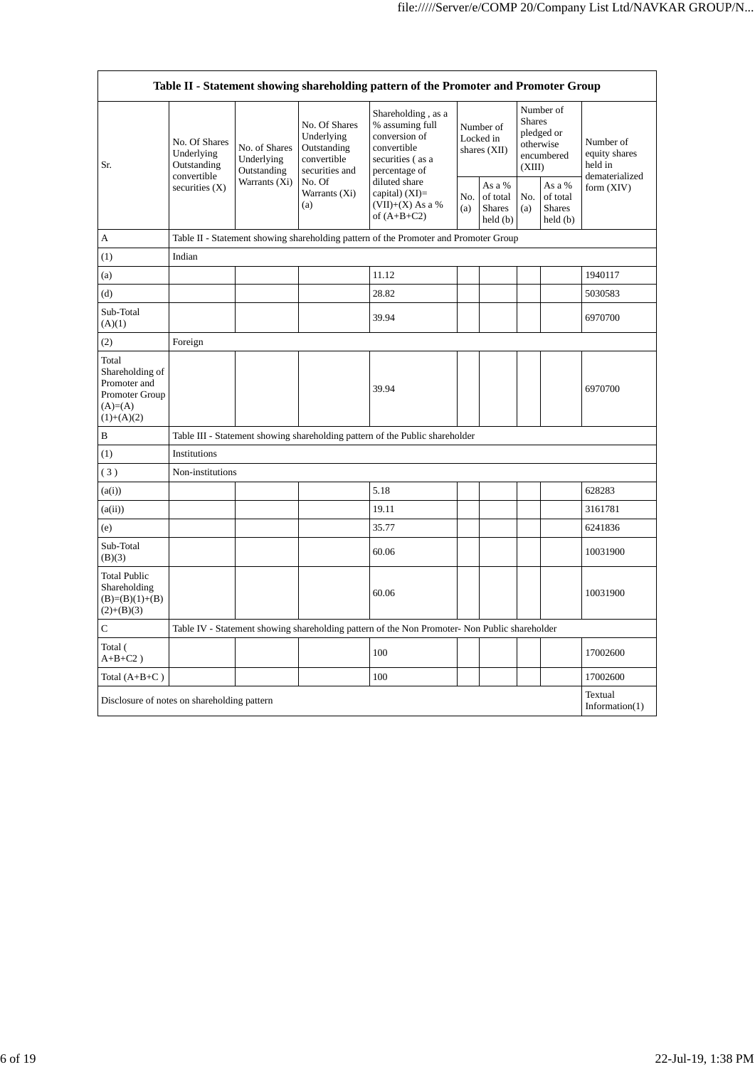| Table II - Statement showing shareholding pattern of the Promoter and Promoter Group | | | | | | | | | |
|---|---|---|---|---|---|---|---|---|---|
| Sr. | No. Of Shares Underlying Outstanding convertible securities (X) | No. of Shares Underlying Outstanding Warrants (Xi) | No. Of Shares Underlying Outstanding convertible securities and No. Of Warrants (Xi) (a) | Shareholding , as a % assuming full conversion of convertible securities ( as a percentage of diluted share capital) (XI)= (VII)+(X) As a % of (A+B+C2) | Number of Locked in shares (XII) | | Number of Shares pledged or otherwise encumbered (XIII) | | Number of equity shares held in dematerialized form (XIV) |
| | | | | | No. (a) | As a % of total Shares held (b) | No. (a) | As a % of total Shares held (b) | |
| A | Table II - Statement showing shareholding pattern of the Promoter and Promoter Group | | | | | | | | |
| (1) | Indian | | | | | | | | |
| (a) | | | | 11.12 | | | | | 1940117 |
| (d) | | | | 28.82 | | | | | 5030583 |
| Sub-Total (A)(1) | | | | 39.94 | | | | | 6970700 |
| (2) | Foreign | | | | | | | | |
| Total Shareholding of Promoter and Promoter Group (A)=(A)(1)+(A)(2) | | | | 39.94 | | | | | 6970700 |
| B | Table III - Statement showing shareholding pattern of the Public shareholder | | | | | | | | |
| (1) | Institutions | | | | | | | | |
| ( 3 ) | Non-institutions | | | | | | | | |
| (a(i)) | | | | 5.18 | | | | | 628283 |
| (a(ii)) | | | | 19.11 | | | | | 3161781 |
| (e) | | | | 35.77 | | | | | 6241836 |
| Sub-Total (B)(3) | | | | 60.06 | | | | | 10031900 |
| Total Public Shareholding (B)=(B)(1)+(B)(2)+(B)(3) | | | | 60.06 | | | | | 10031900 |
| C | Table IV - Statement showing shareholding pattern of the Non Promoter- Non Public shareholder | | | | | | | | |
| Total ( A+B+C2 ) | | | | 100 | | | | | 17002600 |
| Total (A+B+C ) | | | | 100 | | | | | 17002600 |
| Disclosure of notes on shareholding pattern | | | | | | | | | Textual Information(1) |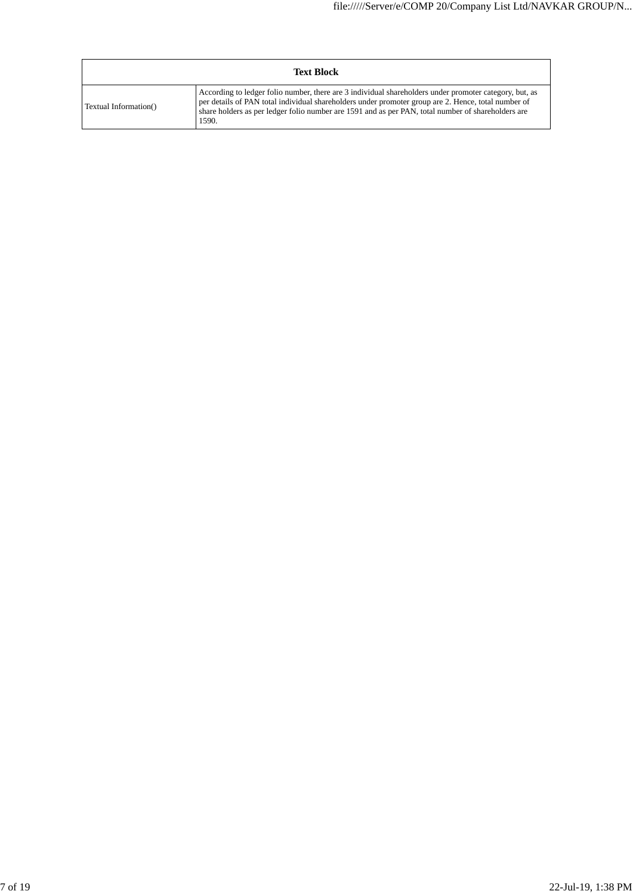| Text Block | |
|---|---|
| Textual Information() | According to ledger folio number, there are 3 individual shareholders under promoter category, but, as per details of PAN total individual shareholders under promoter group are 2. Hence, total number of share holders as per ledger folio number are 1591 and as per PAN, total number of shareholders are 1590. |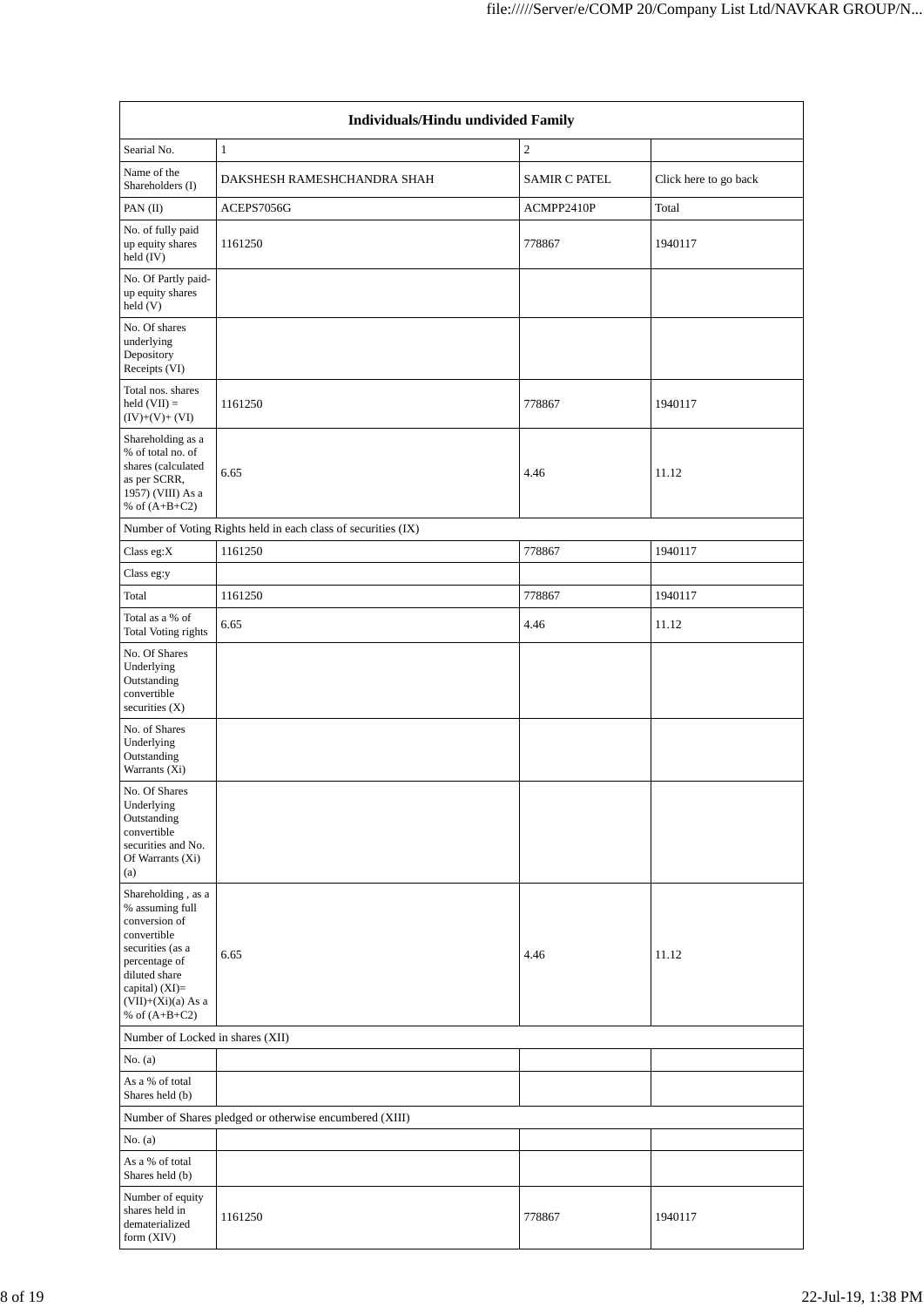| Individuals/Hindu undivided Family | | | |
|---|---|---|---|
| Searial No. | 1 | 2 | |
| Name of the Shareholders (I) | DAKSHESH RAMESHCHANDRA SHAH | SAMIR C PATEL | Click here to go back |
| PAN (II) | ACEPS7056G | ACMPP2410P | Total |
| No. of fully paid up equity shares held (IV) | 1161250 | 778867 | 1940117 |
| No. Of Partly paid-up equity shares held (V) | | | |
| No. Of shares underlying Depository Receipts (VI) | | | |
| Total nos. shares held (VII) = (IV)+(V)+ (VI) | 1161250 | 778867 | 1940117 |
| Shareholding as a % of total no. of shares (calculated as per SCRR, 1957) (VIII) As a % of (A+B+C2) | 6.65 | 4.46 | 11.12 |
| Number of Voting Rights held in each class of securities (IX) | | | |
| Class eg:X | 1161250 | 778867 | 1940117 |
| Class eg:y | | | |
| Total | 1161250 | 778867 | 1940117 |
| Total as a % of Total Voting rights | 6.65 | 4.46 | 11.12 |
| No. Of Shares Underlying Outstanding convertible securities (X) | | | |
| No. of Shares Underlying Outstanding Warrants (Xi) | | | |
| No. Of Shares Underlying Outstanding convertible securities and No. Of Warrants (Xi) (a) | | | |
| Shareholding , as a % assuming full conversion of convertible securities (as a percentage of diluted share capital) (XI)= (VII)+(Xi)(a) As a % of (A+B+C2) | 6.65 | 4.46 | 11.12 |
| Number of Locked in shares (XII) | | | |
| No. (a) | | | |
| As a % of total Shares held (b) | | | |
| Number of Shares pledged or otherwise encumbered (XIII) | | | |
| No. (a) | | | |
| As a % of total Shares held (b) | | | |
| Number of equity shares held in dematerialized form (XIV) | 1161250 | 778867 | 1940117 |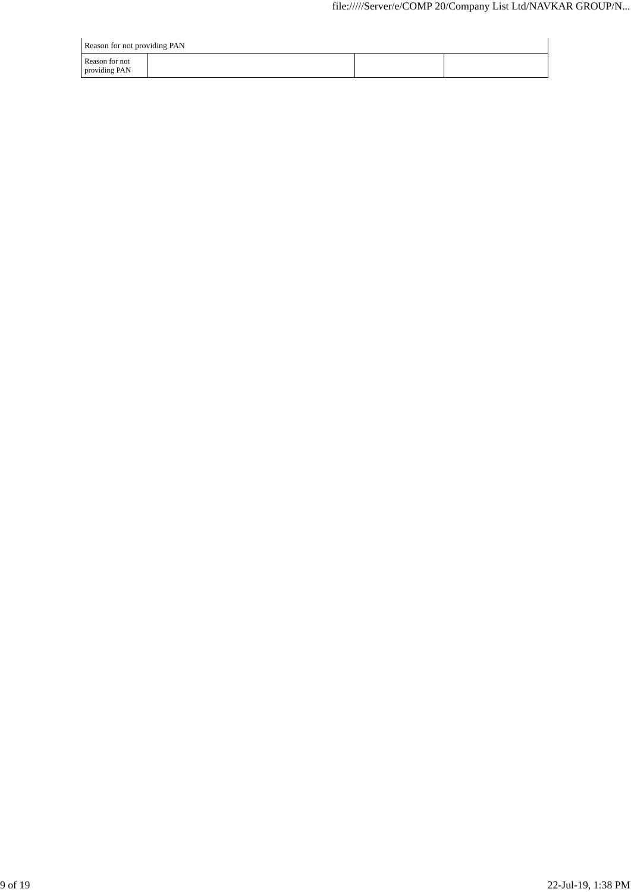| Reason for not providing PAN | | | |
|---|---|---|---|
| Reason for not providing PAN | | | |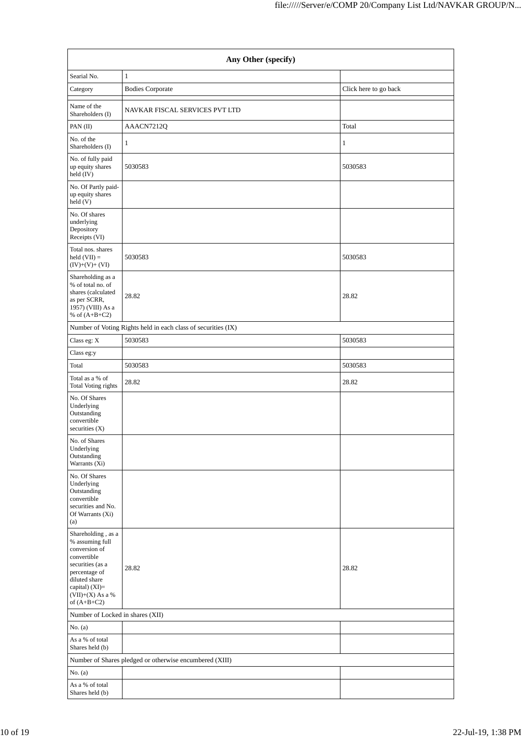| Any Other (specify) | | |
|---|---|---|
| Searial No. | 1 | |
| Category | Bodies Corporate | Click here to go back |
| | | |
| Name of the Shareholders (I) | NAVKAR FISCAL SERVICES PVT LTD | |
| PAN (II) | AAACN7212Q | Total |
| No. of the Shareholders (I) | 1 | 1 |
| No. of fully paid up equity shares held (IV) | 5030583 | 5030583 |
| No. Of Partly paid-up equity shares held (V) | | |
| No. Of shares underlying Depository Receipts (VI) | | |
| Total nos. shares held (VII) = (IV)+(V)+ (VI) | 5030583 | 5030583 |
| Shareholding as a % of total no. of shares (calculated as per SCRR, 1957) (VIII) As a % of (A+B+C2) | 28.82 | 28.82 |
| Number of Voting Rights held in each class of securities (IX) | | |
| Class eg: X | 5030583 | 5030583 |
| Class eg:y | | |
| Total | 5030583 | 5030583 |
| Total as a % of Total Voting rights | 28.82 | 28.82 |
| No. Of Shares Underlying Outstanding convertible securities (X) | | |
| No. of Shares Underlying Outstanding Warrants (Xi) | | |
| No. Of Shares Underlying Outstanding convertible securities and No. Of Warrants (Xi) (a) | | |
| Shareholding , as a % assuming full conversion of convertible securities (as a percentage of diluted share capital) (XI)= (VII)+(X) As a % of (A+B+C2) | 28.82 | 28.82 |
| Number of Locked in shares (XII) | | |
| No. (a) | | |
| As a % of total Shares held (b) | | |
| Number of Shares pledged or otherwise encumbered (XIII) | | |
| No. (a) | | |
| As a % of total Shares held (b) | | |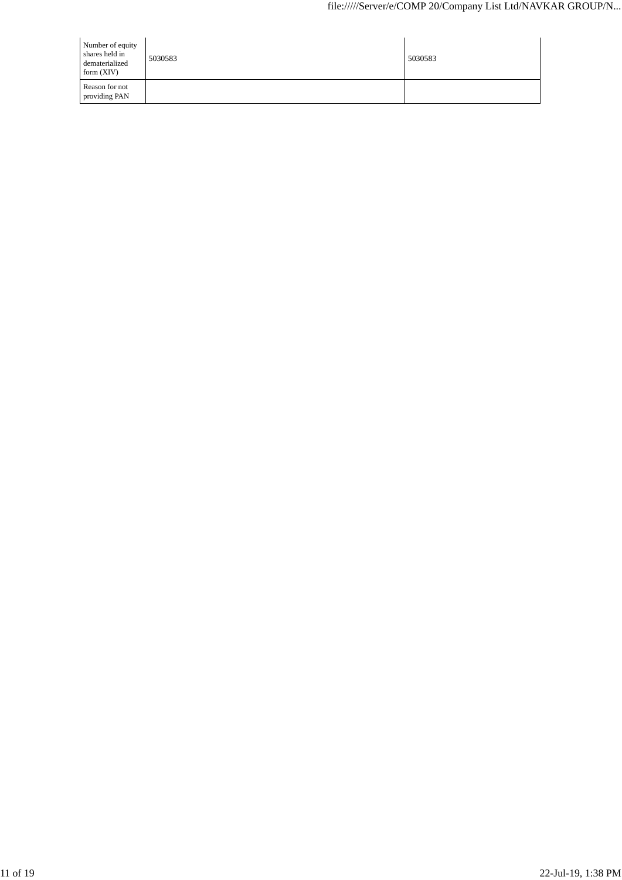| | | |
|---|---|---|
| Number of equity shares held in dematerialized form (XIV) | 5030583 | 5030583 |
| Reason for not providing PAN | | |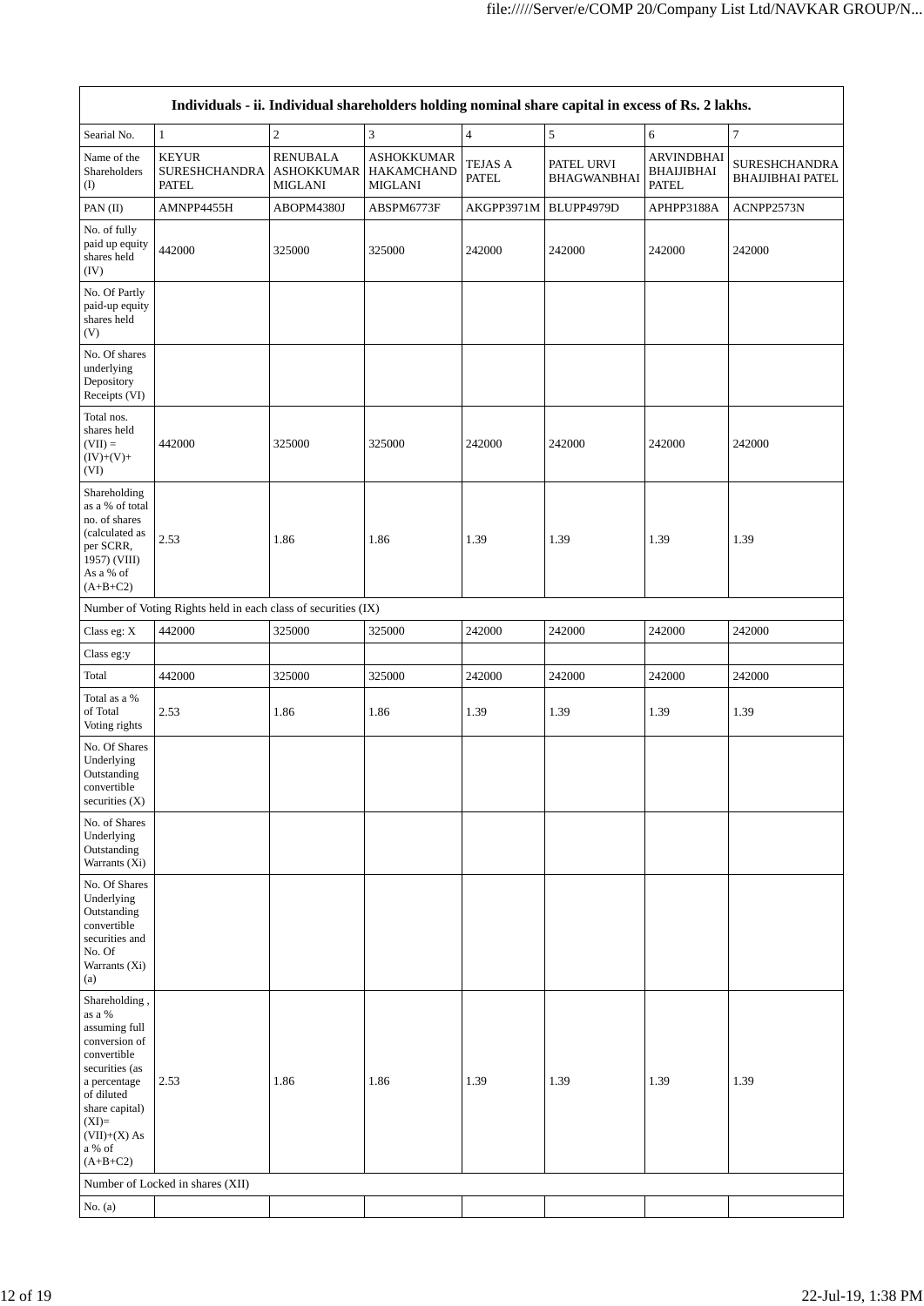| Individuals - ii. Individual shareholders holding nominal share capital in excess of Rs. 2 lakhs. | | | | | | | |
|---|---|---|---|---|---|---|---|
| Searial No. | 1 | 2 | 3 | 4 | 5 | 6 | 7 |
| Name of the Shareholders (I) | KEYUR SURESHCHANDRA PATEL | RENUBALA ASHOKKUMAR MIGLANI | ASHOKKUMAR HAKAMCHAND MIGLANI | TEJAS A PATEL | PATEL URVI BHAGWANBHAI | ARVINDBHAI BHAIJIBHAI PATEL | SURESHCHANDRA BHAIJIBHAI PATEL |
| PAN (II) | AMNPP4455H | ABOPM4380J | ABSPM6773F | AKGPP3971M | BLUPP4979D | APHPP3188A | ACNPP2573N |
| No. of fully paid up equity shares held (IV) | 442000 | 325000 | 325000 | 242000 | 242000 | 242000 | 242000 |
| No. Of Partly paid-up equity shares held (V) | | | | | | | |
| No. Of shares underlying Depository Receipts (VI) | | | | | | | |
| Total nos. shares held (VII) = (IV)+(V)+ (VI) | 442000 | 325000 | 325000 | 242000 | 242000 | 242000 | 242000 |
| Shareholding as a % of total no. of shares (calculated as per SCRR, 1957) (VIII) As a % of (A+B+C2) | 2.53 | 1.86 | 1.86 | 1.39 | 1.39 | 1.39 | 1.39 |
| Number of Voting Rights held in each class of securities (IX) | | | | | | | |
| Class eg: X | 442000 | 325000 | 325000 | 242000 | 242000 | 242000 | 242000 |
| Class eg:y | | | | | | | |
| Total | 442000 | 325000 | 325000 | 242000 | 242000 | 242000 | 242000 |
| Total as a % of Total Voting rights | 2.53 | 1.86 | 1.86 | 1.39 | 1.39 | 1.39 | 1.39 |
| No. Of Shares Underlying Outstanding convertible securities (X) | | | | | | | |
| No. of Shares Underlying Outstanding Warrants (Xi) | | | | | | | |
| No. Of Shares Underlying Outstanding convertible securities and No. Of Warrants (Xi) (a) | | | | | | | |
| Shareholding , as a % assuming full conversion of convertible securities (as a percentage of diluted share capital) (XI)= (VII)+(X) As a % of (A+B+C2) | 2.53 | 1.86 | 1.86 | 1.39 | 1.39 | 1.39 | 1.39 |
| Number of Locked in shares (XII) | | | | | | | |
| No. (a) | | | | | | | |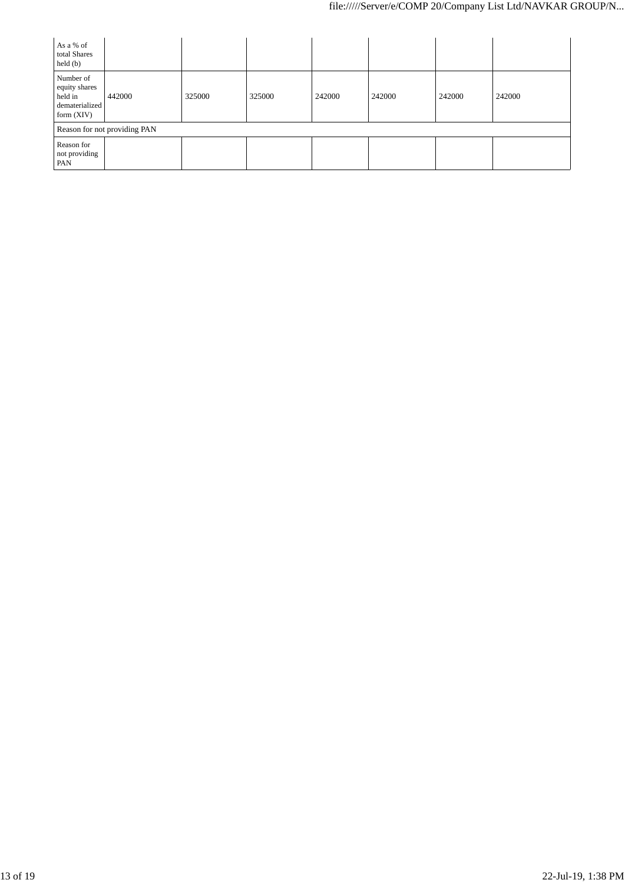| As a % of total Shares held (b) | | | | | | | |
|---|---|---|---|---|---|---|---|
| Number of equity shares held in dematerialized form (XIV) | 442000 | 325000 | 325000 | 242000 | 242000 | 242000 | 242000 |
| Reason for not providing PAN | | | | | | | |
| Reason for not providing PAN | | | | | | | |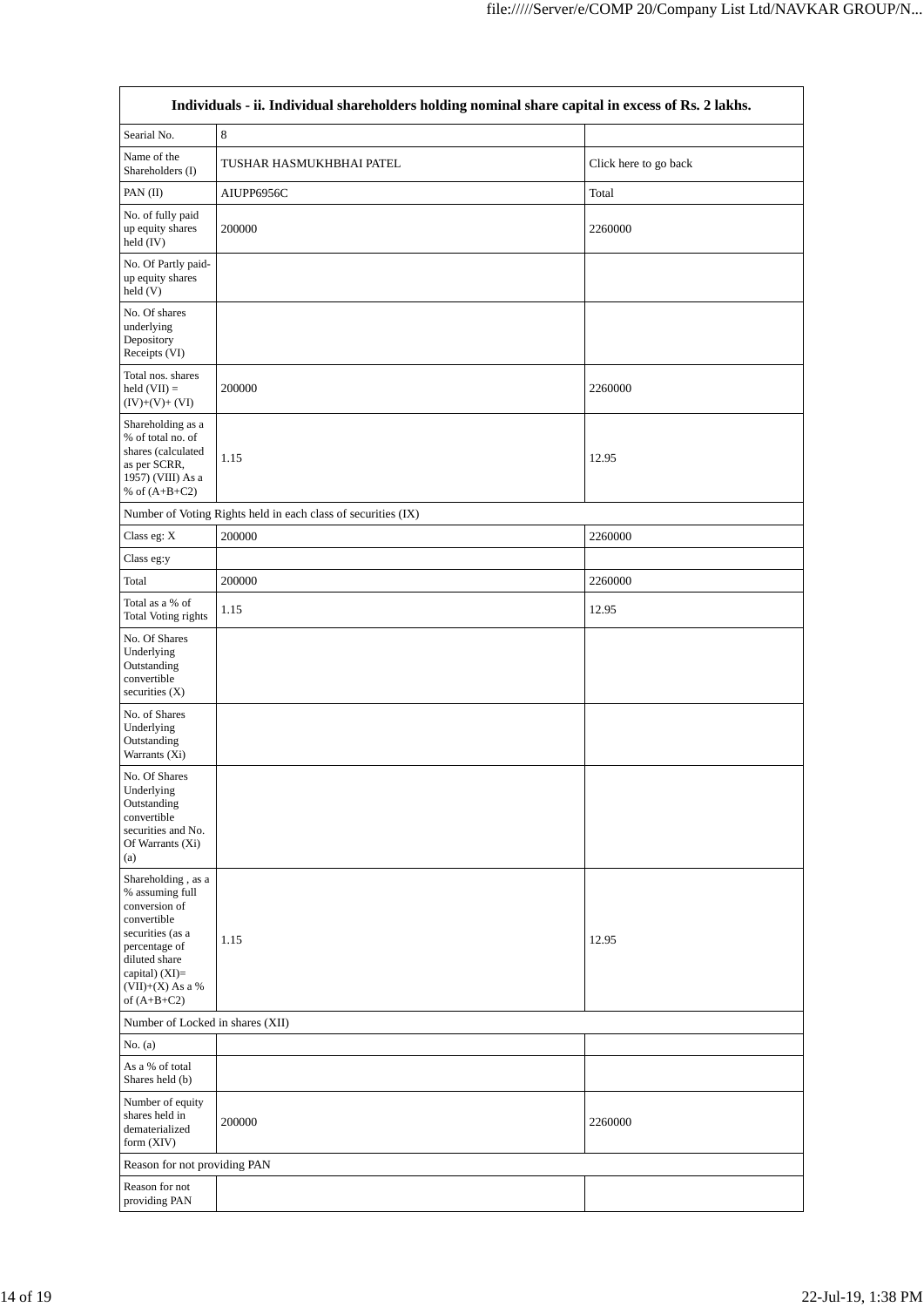| Individuals - ii. Individual shareholders holding nominal share capital in excess of Rs. 2 lakhs. | | |
|---|---|---|
| Searial No. | 8 | |
| Name of the Shareholders (I) | TUSHAR HASMUKHBHAI PATEL | Click here to go back |
| PAN (II) | AIUPP6956C | Total |
| No. of fully paid up equity shares held (IV) | 200000 | 2260000 |
| No. Of Partly paid-up equity shares held (V) | | |
| No. Of shares underlying Depository Receipts (VI) | | |
| Total nos. shares held (VII) = (IV)+(V)+ (VI) | 200000 | 2260000 |
| Shareholding as a % of total no. of shares (calculated as per SCRR, 1957) (VIII) As a % of (A+B+C2) | 1.15 | 12.95 |
| Number of Voting Rights held in each class of securities (IX) | | |
| Class eg: X | 200000 | 2260000 |
| Class eg:y | | |
| Total | 200000 | 2260000 |
| Total as a % of Total Voting rights | 1.15 | 12.95 |
| No. Of Shares Underlying Outstanding convertible securities (X) | | |
| No. of Shares Underlying Outstanding Warrants (Xi) | | |
| No. Of Shares Underlying Outstanding convertible securities and No. Of Warrants (Xi) (a) | | |
| Shareholding , as a % assuming full conversion of convertible securities (as a percentage of diluted share capital) (XI)= (VII)+(X) As a % of (A+B+C2) | 1.15 | 12.95 |
| Number of Locked in shares (XII) | | |
| No. (a) | | |
| As a % of total Shares held (b) | | |
| Number of equity shares held in dematerialized form (XIV) | 200000 | 2260000 |
| Reason for not providing PAN | | |
| Reason for not providing PAN | | |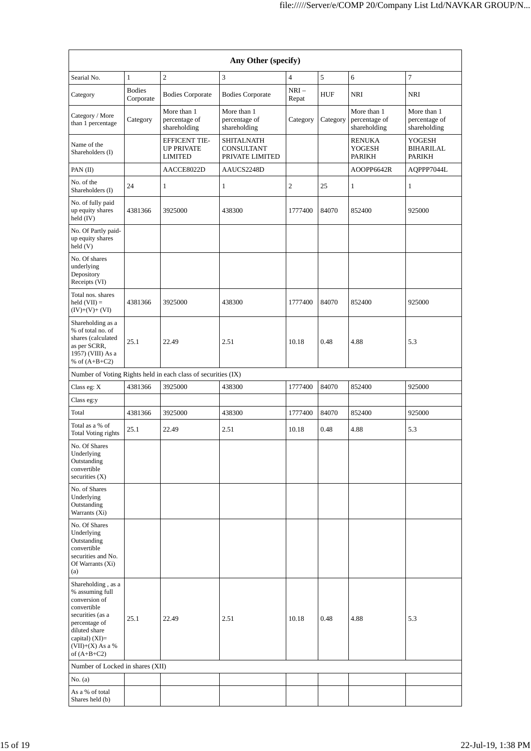| Any Other (specify) | | | | | | | |
|---|---|---|---|---|---|---|---|
| Searial No. | 1 | 2 | 3 | 4 | 5 | 6 | 7 |
| Category | Bodies Corporate | Bodies Corporate | Bodies Corporate | NRI – Repat | HUF | NRI | NRI |
| Category / More than 1 percentage | Category | More than 1 percentage of shareholding | More than 1 percentage of shareholding | Category | Category | More than 1 percentage of shareholding | More than 1 percentage of shareholding |
| Name of the Shareholders (I) | | EFFICENT TIE-UP PRIVATE LIMITED | SHITALNATH CONSULTANT PRIVATE LIMITED | | | RENUKA YOGESH PARIKH | YOGESH BIHARILAL PARIKH |
| PAN (II) | | AACCE8022D | AAUCS2248D | | | AOOPP6642R | AQPPP7044L |
| No. of the Shareholders (I) | 24 | 1 | 1 | 2 | 25 | 1 | 1 |
| No. of fully paid up equity shares held (IV) | 4381366 | 3925000 | 438300 | 1777400 | 84070 | 852400 | 925000 |
| No. Of Partly paid-up equity shares held (V) | | | | | | | |
| No. Of shares underlying Depository Receipts (VI) | | | | | | | |
| Total nos. shares held (VII) = (IV)+(V)+ (VI) | 4381366 | 3925000 | 438300 | 1777400 | 84070 | 852400 | 925000 |
| Shareholding as a % of total no. of shares (calculated as per SCRR, 1957) (VIII) As a % of (A+B+C2) | 25.1 | 22.49 | 2.51 | 10.18 | 0.48 | 4.88 | 5.3 |
| Number of Voting Rights held in each class of securities (IX) | | | | | | | |
| Class eg: X | 4381366 | 3925000 | 438300 | 1777400 | 84070 | 852400 | 925000 |
| Class eg:y | | | | | | | |
| Total | 4381366 | 3925000 | 438300 | 1777400 | 84070 | 852400 | 925000 |
| Total as a % of Total Voting rights | 25.1 | 22.49 | 2.51 | 10.18 | 0.48 | 4.88 | 5.3 |
| No. Of Shares Underlying Outstanding convertible securities (X) | | | | | | | |
| No. of Shares Underlying Outstanding Warrants (Xi) | | | | | | | |
| No. Of Shares Underlying Outstanding convertible securities and No. Of Warrants (Xi) (a) | | | | | | | |
| Shareholding , as a % assuming full conversion of convertible securities (as a percentage of diluted share capital) (XI)= (VII)+(X) As a % of (A+B+C2) | 25.1 | 22.49 | 2.51 | 10.18 | 0.48 | 4.88 | 5.3 |
| Number of Locked in shares (XII) | | | | | | | |
| No. (a) | | | | | | | |
| As a % of total Shares held (b) | | | | | | | |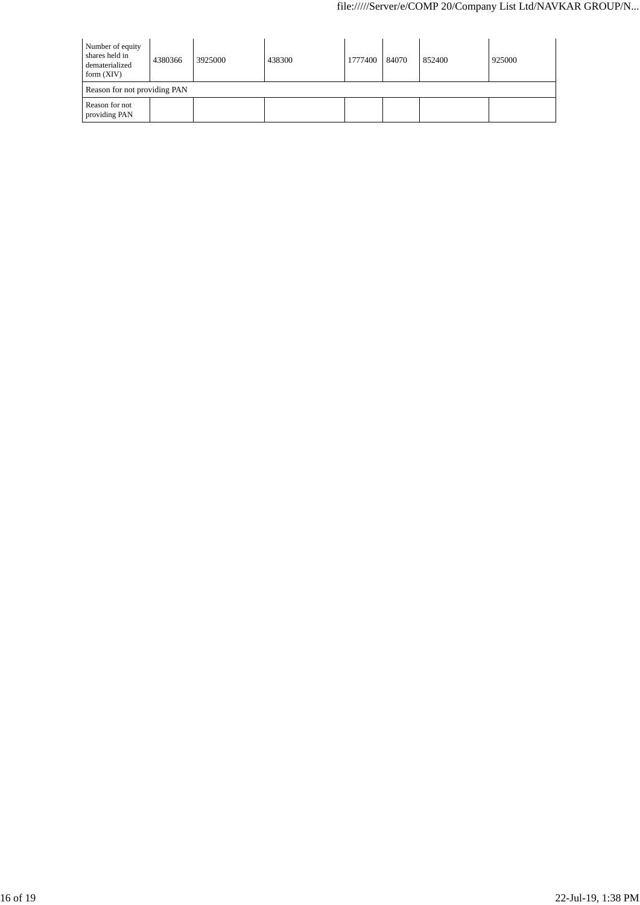| Number of equity shares held in dematerialized form (XIV) | 4380366 | 3925000 | 438300 | 1777400 | 84070 | 852400 | 925000 |
|---|---|---|---|---|---|---|---|
| Reason for not providing PAN | | | | | | | |
| Reason for not providing PAN | | | | | | | |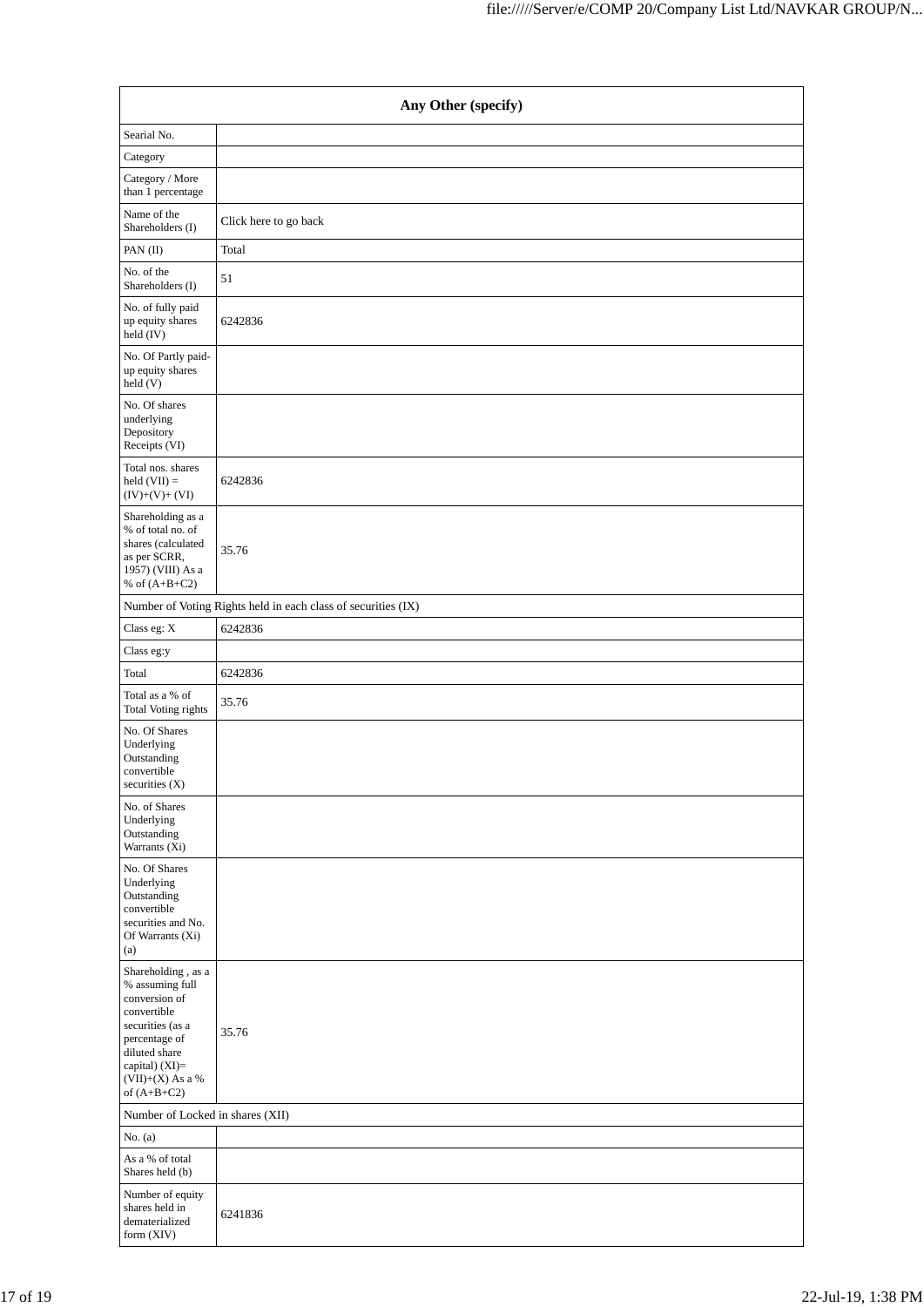| Any Other (specify) | |
|---|---|
| Searial No. | |
| Category | |
| Category / More than 1 percentage | |
| Name of the Shareholders (I) | Click here to go back |
| PAN (II) | Total |
| No. of the Shareholders (I) | 51 |
| No. of fully paid up equity shares held (IV) | 6242836 |
| No. Of Partly paid-up equity shares held (V) | |
| No. Of shares underlying Depository Receipts (VI) | |
| Total nos. shares held (VII) = (IV)+(V)+ (VI) | 6242836 |
| Shareholding as a % of total no. of shares (calculated as per SCRR, 1957) (VIII) As a % of (A+B+C2) | 35.76 |
| Number of Voting Rights held in each class of securities (IX) | |
| Class eg: X | 6242836 |
| Class eg:y | |
| Total | 6242836 |
| Total as a % of Total Voting rights | 35.76 |
| No. Of Shares Underlying Outstanding convertible securities (X) | |
| No. of Shares Underlying Outstanding Warrants (Xi) | |
| No. Of Shares Underlying Outstanding convertible securities and No. Of Warrants (Xi) (a) | |
| Shareholding , as a % assuming full conversion of convertible securities (as a percentage of diluted share capital) (XI)= (VII)+(X) As a % of (A+B+C2) | 35.76 |
| Number of Locked in shares (XII) | |
| No. (a) | |
| As a % of total Shares held (b) | |
| Number of equity shares held in dematerialized form (XIV) | 6241836 |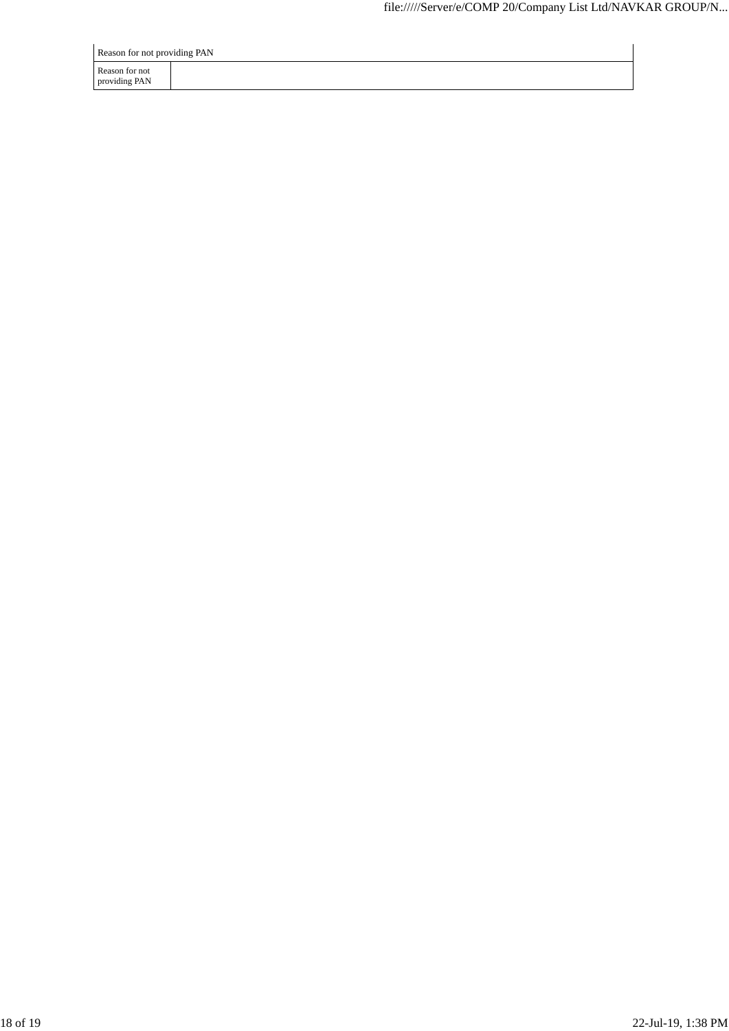| Reason for not providing PAN | |
| --- | --- |
| Reason for not providing PAN | |